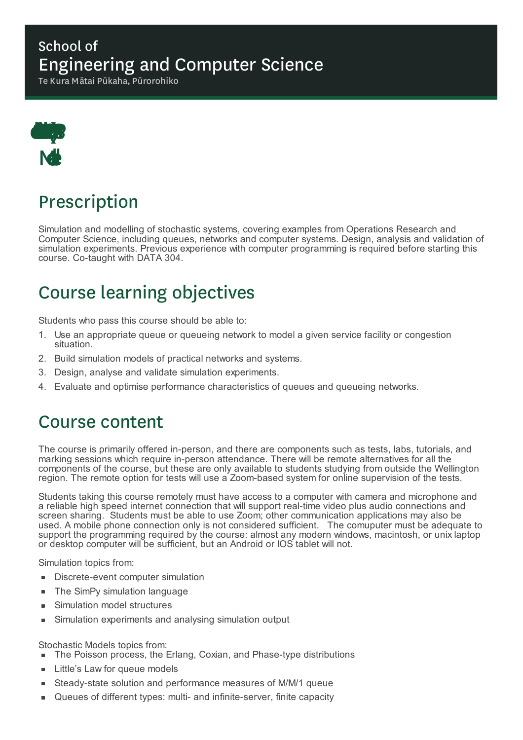School of

# Engineering and Computer Science

Te Kura Mātai Pūkaha, Pūrorohiko

## Prescription

Simulation and modelling of stochastic systems, covering examples from Operations Research and Computer Science, including queues, networks and computer systems. Design, analysis and validation of simulation experiments. Previous experience with computer programming is required before starting this course. Co-taught with DATA 304.

## Course learning objectives

Students who pass this course should be able to:

1. Use an appropriate queue or queueing network to model a given service facility or congestion situation.
2. Build simulation models of practical networks and systems.
3. Design, analyse and validate simulation experiments.
4. Evaluate and optimise performance characteristics of queues and queueing networks.

## Course content

The course is primarily offered in-person, and there are components such as tests, labs, tutorials, and marking sessions which require in-person attendance. There will be remote alternatives for all the components of the course, but these are only available to students studying from outside the Wellington region. The remote option for tests will use a Zoom-based system for online supervision of the tests.

Students taking this course remotely must have access to a computer with camera and microphone and a reliable high speed internet connection that will support real-time video plus audio connections and screen sharing. Students must be able to use Zoom; other communication applications may also be used. A mobile phone connection only is not considered sufficient. The comuputer must be adequate to support the programming required by the course: almost any modern windows, macintosh, or unix laptop or desktop computer will be sufficient, but an Android or IOS tablet will not.

Simulation topics from:

- Discrete-event computer simulation
- The SimPy simulation language
- Simulation model structures
- Simulation experiments and analysing simulation output

Stochastic Models topics from:

- The Poisson process, the Erlang, Coxian, and Phase-type distributions
- Little's Law for queue models
- Steady-state solution and performance measures of M/M/1 queue
- Queues of different types: multi- and infinite-server, finite capacity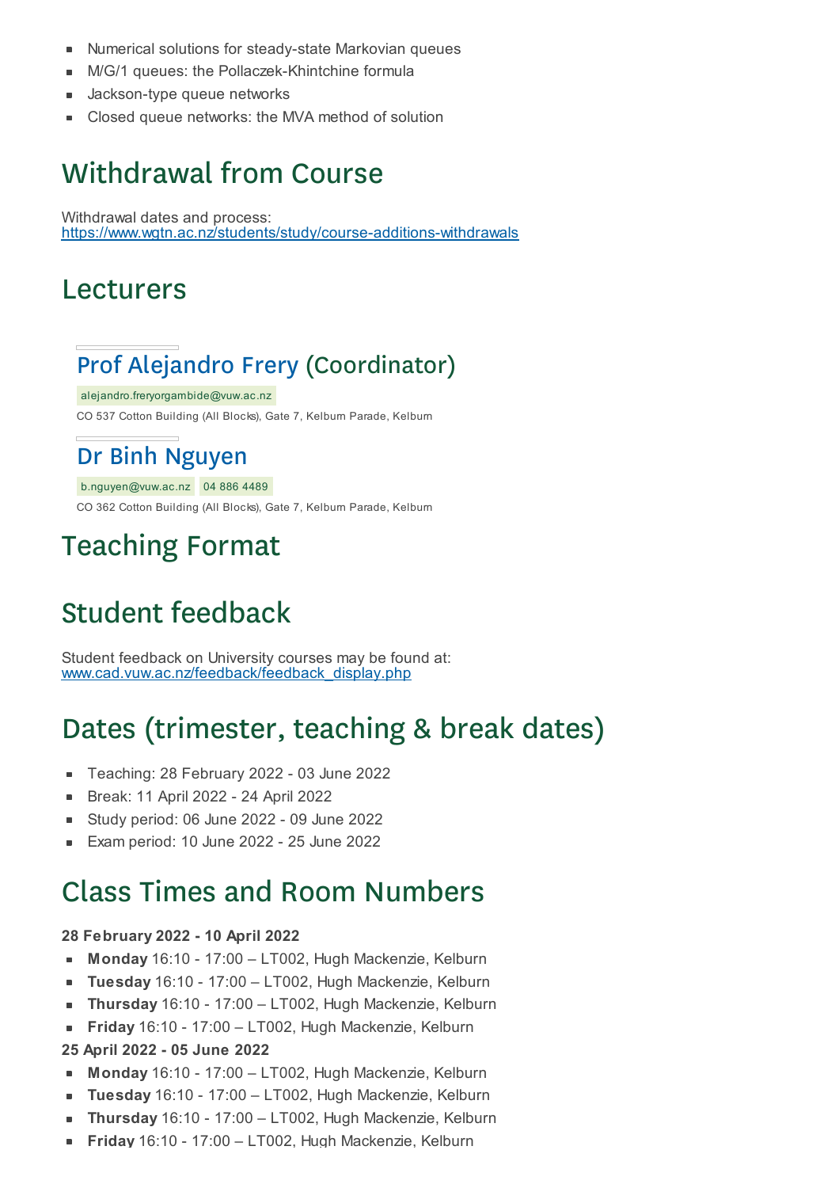- Numerical solutions for steady-state Markovian queues
- M/G/1 queues: the Pollaczek-Khintchine formula
- Jackson-type queue networks
- Closed queue networks: the MVA method of solution

## Withdrawal from Course

Withdrawal dates and process:
https://www.wgtn.ac.nz/students/study/course-additions-withdrawals

## Lecturers

### Prof Alejandro Frery (Coordinator)

alejandro.freryorgambide@vuw.ac.nz

CO 537 Cotton Building (All Blocks), Gate 7, Kelburn Parade, Kelburn

### Dr Binh Nguyen

b.nguyen@vuw.ac.nz 04 886 4489

CO 362 Cotton Building (All Blocks), Gate 7, Kelburn Parade, Kelburn

## Teaching Format

## Student feedback

Student feedback on University courses may be found at:
www.cad.vuw.ac.nz/feedback/feedback_display.php

## Dates (trimester, teaching & break dates)

- Teaching: 28 February 2022 - 03 June 2022
- Break: 11 April 2022 - 24 April 2022
- Study period: 06 June 2022 - 09 June 2022
- Exam period: 10 June 2022 - 25 June 2022

## Class Times and Room Numbers

**28 February 2022 - 10 April 2022**

- **Monday** 16:10 - 17:00 – LT002, Hugh Mackenzie, Kelburn
- **Tuesday** 16:10 - 17:00 – LT002, Hugh Mackenzie, Kelburn
- **Thursday** 16:10 - 17:00 – LT002, Hugh Mackenzie, Kelburn
- **Friday** 16:10 - 17:00 – LT002, Hugh Mackenzie, Kelburn

**25 April 2022 - 05 June 2022**

- **Monday** 16:10 - 17:00 – LT002, Hugh Mackenzie, Kelburn
- **Tuesday** 16:10 - 17:00 – LT002, Hugh Mackenzie, Kelburn
- **Thursday** 16:10 - 17:00 – LT002, Hugh Mackenzie, Kelburn
- **Friday** 16:10 - 17:00 – LT002, Hugh Mackenzie, Kelburn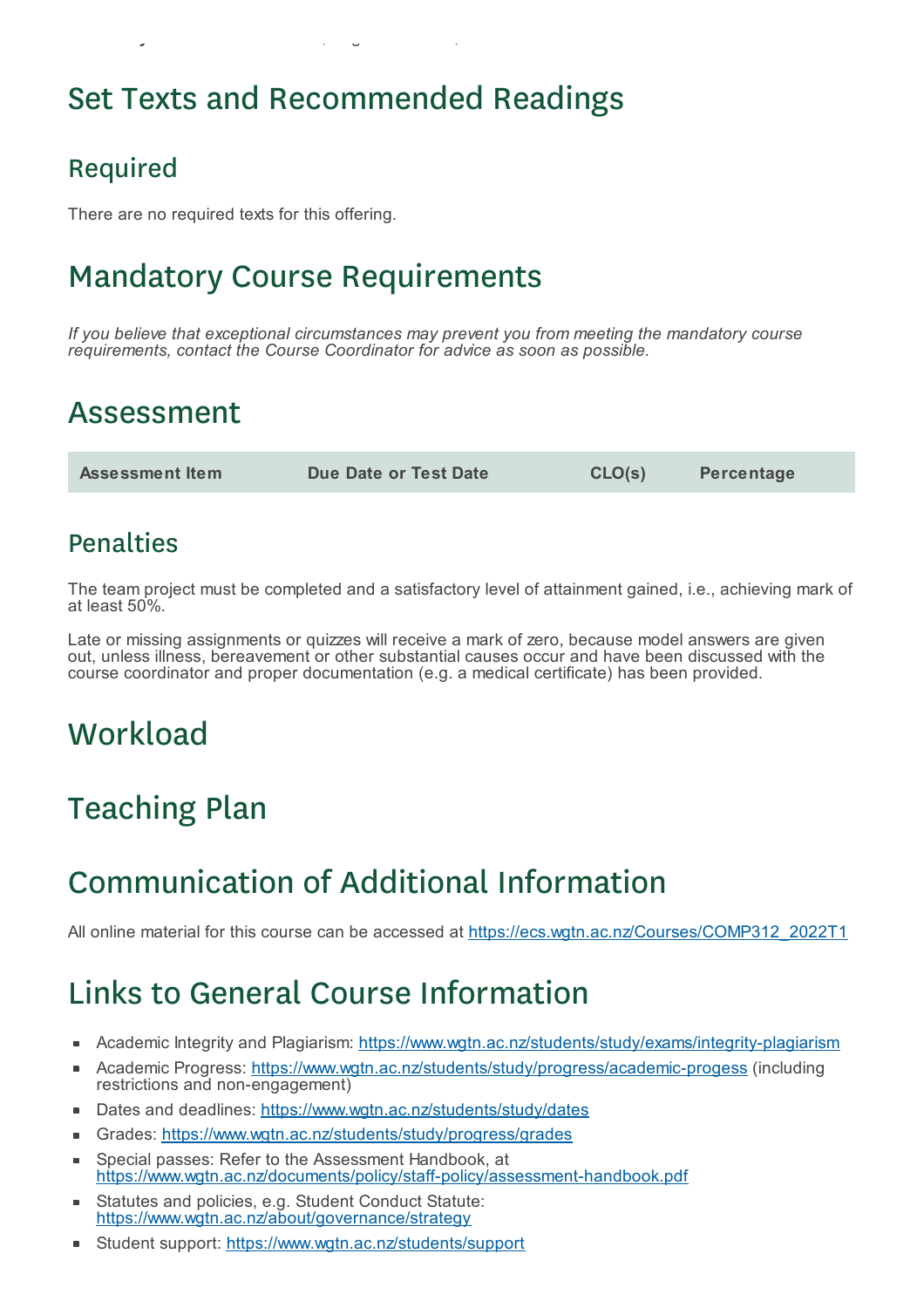# Set Texts and Recommended Readings

## Required

There are no required texts for this offering.

# Mandatory Course Requirements

*If you believe that exceptional circumstances may prevent you from meeting the mandatory course requirements, contact the Course Coordinator for advice as soon as possible.*

# Assessment

| Assessment Item | Due Date or Test Date | CLO(s) | Percentage |
|---|---|---|---|

## Penalties

The team project must be completed and a satisfactory level of attainment gained, i.e., achieving mark of at least 50%.

Late or missing assignments or quizzes will receive a mark of zero, because model answers are given out, unless illness, bereavement or other substantial causes occur and have been discussed with the course coordinator and proper documentation (e.g. a medical certificate) has been provided.

# Workload

# Teaching Plan

# Communication of Additional Information

All online material for this course can be accessed at https://ecs.wgtn.ac.nz/Courses/COMP312_2022T1

# Links to General Course Information

- Academic Integrity and Plagiarism: https://www.wgtn.ac.nz/students/study/exams/integrity-plagiarism
- Academic Progress: https://www.wgtn.ac.nz/students/study/progress/academic-progess (including restrictions and non-engagement)
- Dates and deadlines: https://www.wgtn.ac.nz/students/study/dates
- Grades: https://www.wgtn.ac.nz/students/study/progress/grades
- Special passes: Refer to the Assessment Handbook, at https://www.wgtn.ac.nz/documents/policy/staff-policy/assessment-handbook.pdf
- Statutes and policies, e.g. Student Conduct Statute: https://www.wgtn.ac.nz/about/governance/strategy
- Student support: https://www.wgtn.ac.nz/students/support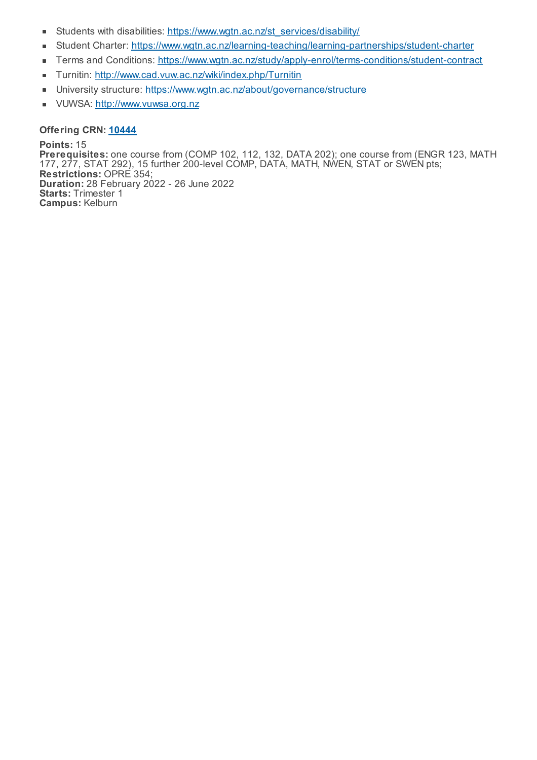- Students with disabilities: [https://www.wgtn.ac.nz/st_services/disability/](https://www.wgtn.ac.nz/st_services/disability/)
- Student Charter: [https://www.wgtn.ac.nz/learning-teaching/learning-partnerships/student-charter](https://www.wgtn.ac.nz/learning-teaching/learning-partnerships/student-charter)
- Terms and Conditions: [https://www.wgtn.ac.nz/study/apply-enrol/terms-conditions/student-contract](https://www.wgtn.ac.nz/study/apply-enrol/terms-conditions/student-contract)
- Turnitin: [http://www.cad.vuw.ac.nz/wiki/index.php/Turnitin](http://www.cad.vuw.ac.nz/wiki/index.php/Turnitin)
- University structure: [https://www.wgtn.ac.nz/about/governance/structure](https://www.wgtn.ac.nz/about/governance/structure)
- VUWSA: [http://www.vuwsa.org.nz](http://www.vuwsa.org.nz)

**Offering CRN: 10444**

**Points:** 15
**Prerequisites:** one course from (COMP 102, 112, 132, DATA 202); one course from (ENGR 123, MATH 177, 277, STAT 292), 15 further 200-level COMP, DATA, MATH, NWEN, STAT or SWEN pts;
**Restrictions:** OPRE 354;
**Duration:** 28 February 2022 - 26 June 2022
**Starts:** Trimester 1
**Campus:** Kelburn